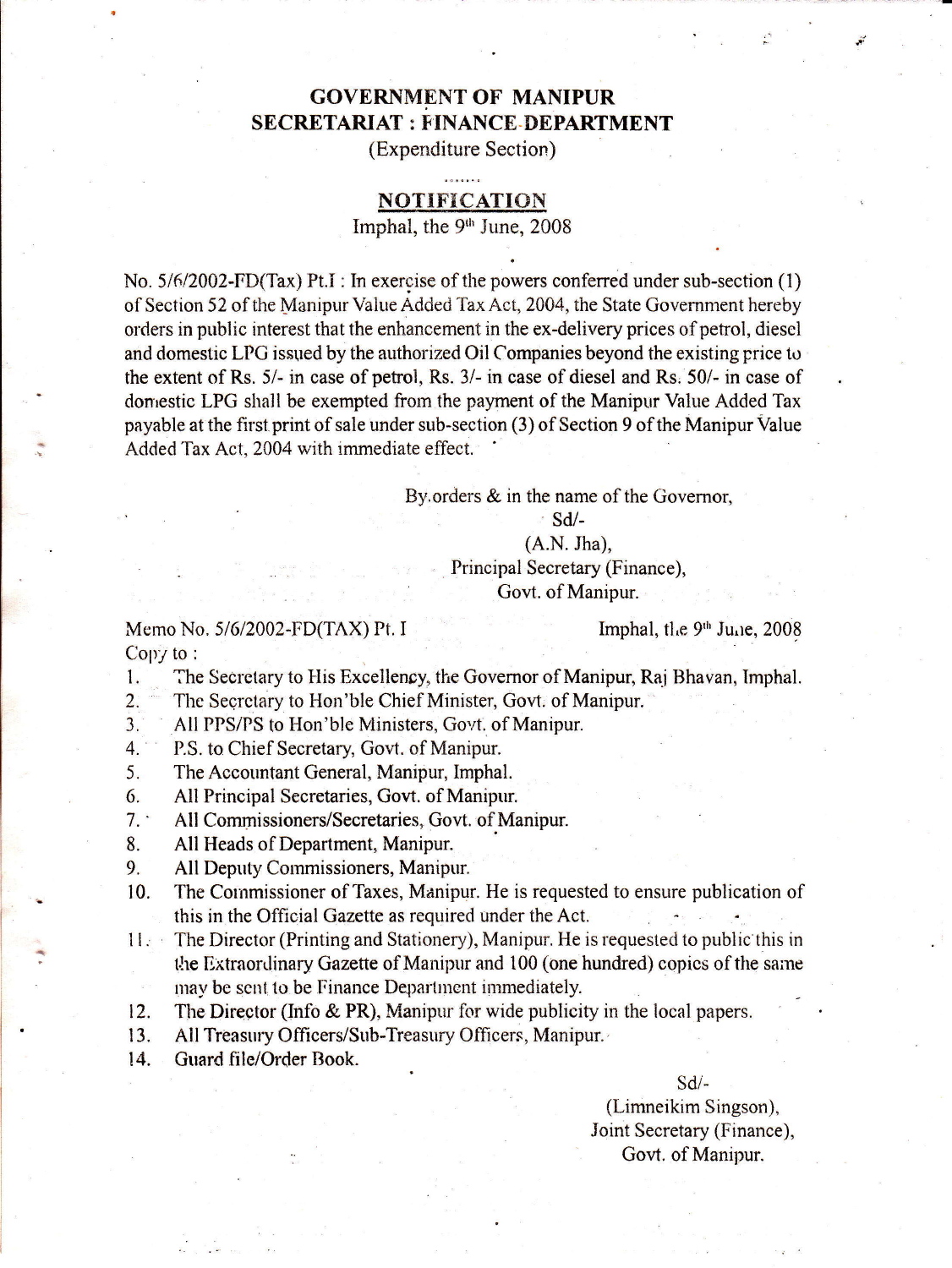# GOVERNMENT OF MANIPUR
## SECRETARIAT : FINANCE DEPARTMENT
(Expenditure Section)

.......

## NOTIFICATION

Imphal, the 9th June, 2008

No. 5/6/2002-FD(Tax) Pt.I : In exercise of the powers conferred under sub-section (1) of Section 52 of the Manipur Value Added Tax Act, 2004, the State Government hereby orders in public interest that the enhancement in the ex-delivery prices of petrol, diesel and domestic LPG issued by the authorized Oil Companies beyond the existing price to the extent of Rs. 5/- in case of petrol, Rs. 3/- in case of diesel and Rs. 50/- in case of domestic LPG shall be exempted from the payment of the Manipur Value Added Tax payable at the first print of sale under sub-section (3) of Section 9 of the Manipur Value Added Tax Act, 2004 with immediate effect.

By orders & in the name of the Governor,
Sd/-
(A.N. Jha),
Principal Secretary (Finance),
Govt. of Manipur.

Memo No. 5/6/2002-FD(TAX) Pt. I — Imphal, the 9th June, 2008

Copy to :

1. The Secretary to His Excellency, the Governor of Manipur, Raj Bhavan, Imphal.
2. The Secretary to Hon'ble Chief Minister, Govt. of Manipur.
3. All PPS/PS to Hon'ble Ministers, Govt. of Manipur.
4. P.S. to Chief Secretary, Govt. of Manipur.
5. The Accountant General, Manipur, Imphal.
6. All Principal Secretaries, Govt. of Manipur.
7. All Commissioners/Secretaries, Govt. of Manipur.
8. All Heads of Department, Manipur.
9. All Deputy Commissioners, Manipur.
10. The Commissioner of Taxes, Manipur. He is requested to ensure publication of this in the Official Gazette as required under the Act.
11. The Director (Printing and Stationery), Manipur. He is requested to public this in the Extraordinary Gazette of Manipur and 100 (one hundred) copies of the same may be sent to be Finance Department immediately.
12. The Director (Info & PR), Manipur for wide publicity in the local papers.
13. All Treasury Officers/Sub-Treasury Officers, Manipur.
14. Guard file/Order Book.

Sd/-
(Limneikim Singson),
Joint Secretary (Finance),
Govt. of Manipur.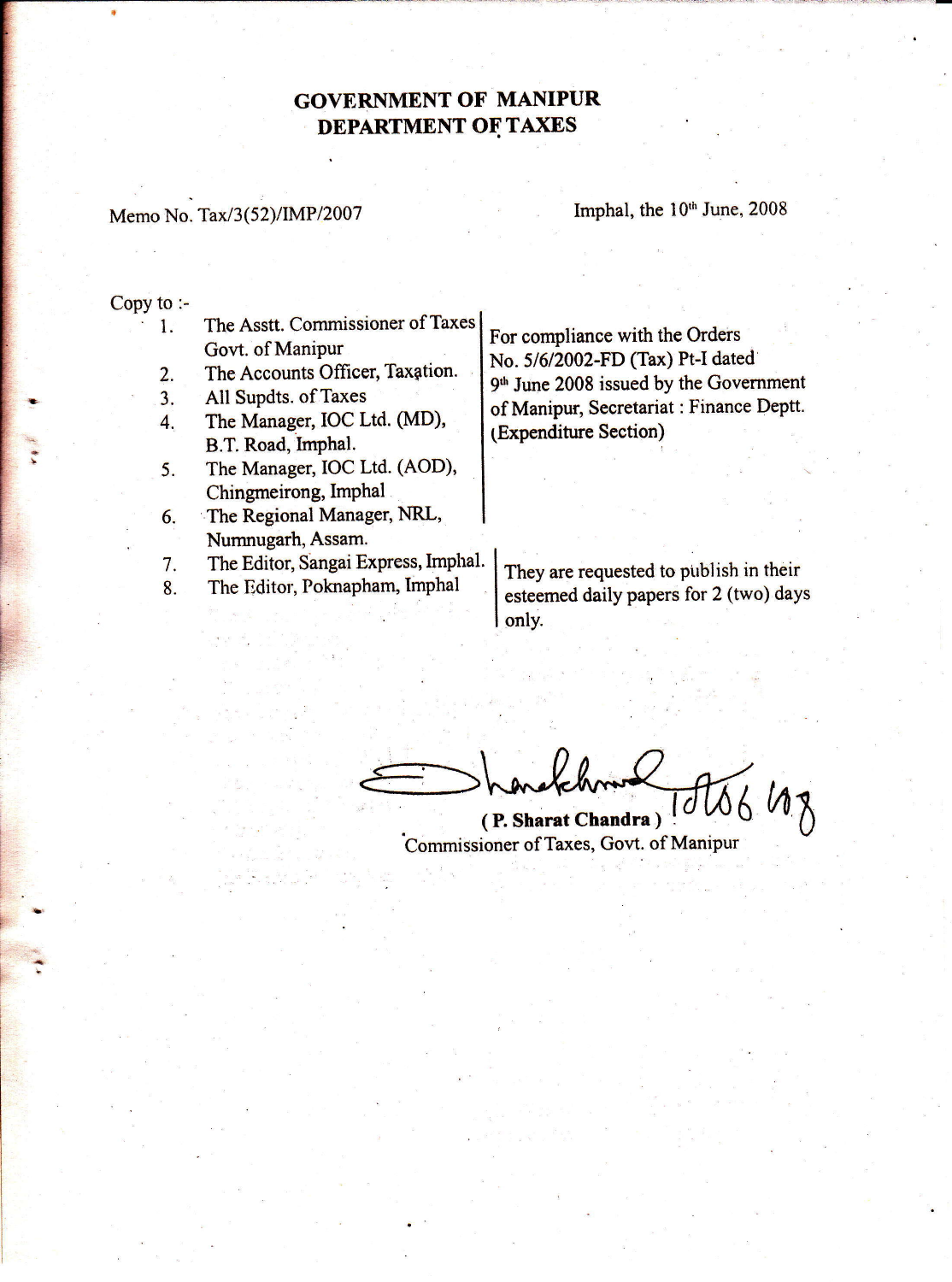**GOVERNMENT OF MANIPUR**
**DEPARTMENT OF TAXES**

Memo No. Tax/3(52)/IMP/2007 — Imphal, the 10th June, 2008

Copy to :-

1. The Asstt. Commissioner of Taxes Govt. of Manipur
2. The Accounts Officer, Taxation.
3. All Supdts. of Taxes
4. The Manager, IOC Ltd. (MD), B.T. Road, Imphal.
5. The Manager, IOC Ltd. (AOD), Chingmeirong, Imphal
6. The Regional Manager, NRL, Numnugarh, Assam.

For compliance with the Orders No. 5/6/2002-FD (Tax) Pt-I dated 9th June 2008 issued by the Government of Manipur, Secretariat : Finance Deptt. (Expenditure Section)

7. The Editor, Sangai Express, Imphal.
8. The Editor, Poknapham, Imphal

They are requested to publish in their esteemed daily papers for 2 (two) days only.

Sd/- 10/06/08

**( P. Sharat Chandra )**
Commissioner of Taxes, Govt. of Manipur